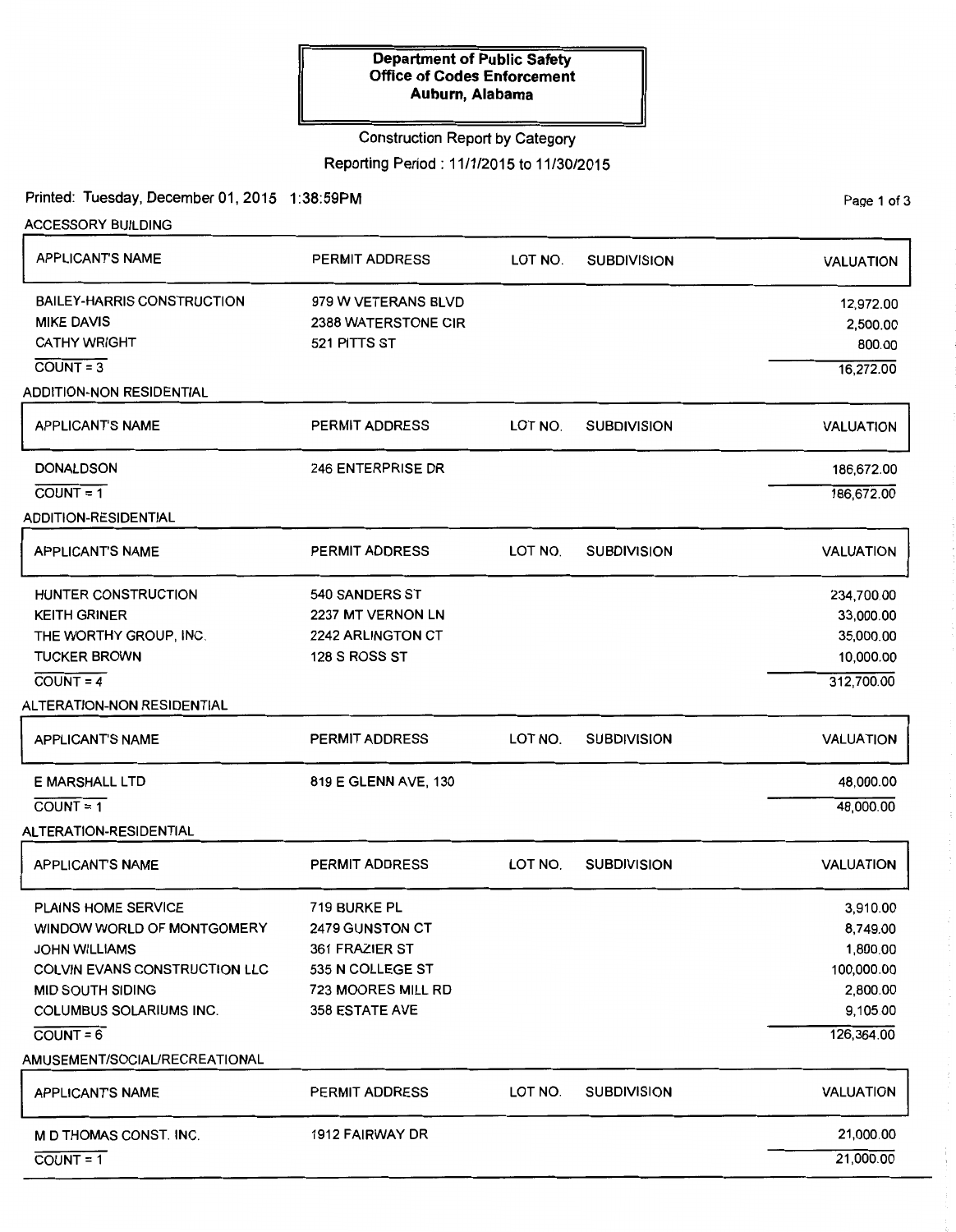**Department of Public Safety**
**Office of Codes Enforcement**
**Auburn, Alabama**

Construction Report by Category

Reporting Period : 11/1/2015 to 11/30/2015

Printed: Tuesday, December 01, 2015 1:38:59PM

## ACCESSORY BUILDING

| APPLICANT'S NAME | PERMIT ADDRESS | LOT NO. | SUBDIVISION | VALUATION |
|---|---|---|---|---|
| BAILEY-HARRIS CONSTRUCTION | 979 W VETERANS BLVD | | | 12,972.00 |
| MIKE DAVIS | 2388 WATERSTONE CIR | | | 2,500.00 |
| CATHY WRIGHT | 521 PITTS ST | | | 800.00 |
| COUNT = 3 | | | | 16,272.00 |

## ADDITION-NON RESIDENTIAL

| APPLICANT'S NAME | PERMIT ADDRESS | LOT NO. | SUBDIVISION | VALUATION |
|---|---|---|---|---|
| DONALDSON | 246 ENTERPRISE DR | | | 186,672.00 |
| COUNT = 1 | | | | 186,672.00 |

## ADDITION-RESIDENTIAL

| APPLICANT'S NAME | PERMIT ADDRESS | LOT NO. | SUBDIVISION | VALUATION |
|---|---|---|---|---|
| HUNTER CONSTRUCTION | 540 SANDERS ST | | | 234,700.00 |
| KEITH GRINER | 2237 MT VERNON LN | | | 33,000.00 |
| THE WORTHY GROUP, INC. | 2242 ARLINGTON CT | | | 35,000.00 |
| TUCKER BROWN | 128 S ROSS ST | | | 10,000.00 |
| COUNT = 4 | | | | 312,700.00 |

## ALTERATION-NON RESIDENTIAL

| APPLICANT'S NAME | PERMIT ADDRESS | LOT NO. | SUBDIVISION | VALUATION |
|---|---|---|---|---|
| E MARSHALL LTD | 819 E GLENN AVE, 130 | | | 48,000.00 |
| COUNT = 1 | | | | 48,000.00 |

## ALTERATION-RESIDENTIAL

| APPLICANT'S NAME | PERMIT ADDRESS | LOT NO. | SUBDIVISION | VALUATION |
|---|---|---|---|---|
| PLAINS HOME SERVICE | 719 BURKE PL | | | 3,910.00 |
| WINDOW WORLD OF MONTGOMERY | 2479 GUNSTON CT | | | 8,749.00 |
| JOHN WILLIAMS | 361 FRAZIER ST | | | 1,800.00 |
| COLVIN EVANS CONSTRUCTION LLC | 535 N COLLEGE ST | | | 100,000.00 |
| MID SOUTH SIDING | 723 MOORES MILL RD | | | 2,800.00 |
| COLUMBUS SOLARIUMS INC. | 358 ESTATE AVE | | | 9,105.00 |
| COUNT = 6 | | | | 126,364.00 |

## AMUSEMENT/SOCIAL/RECREATIONAL

| APPLICANT'S NAME | PERMIT ADDRESS | LOT NO. | SUBDIVISION | VALUATION |
|---|---|---|---|---|
| M D THOMAS CONST. INC. | 1912 FAIRWAY DR | | | 21,000.00 |
| COUNT = 1 | | | | 21,000.00 |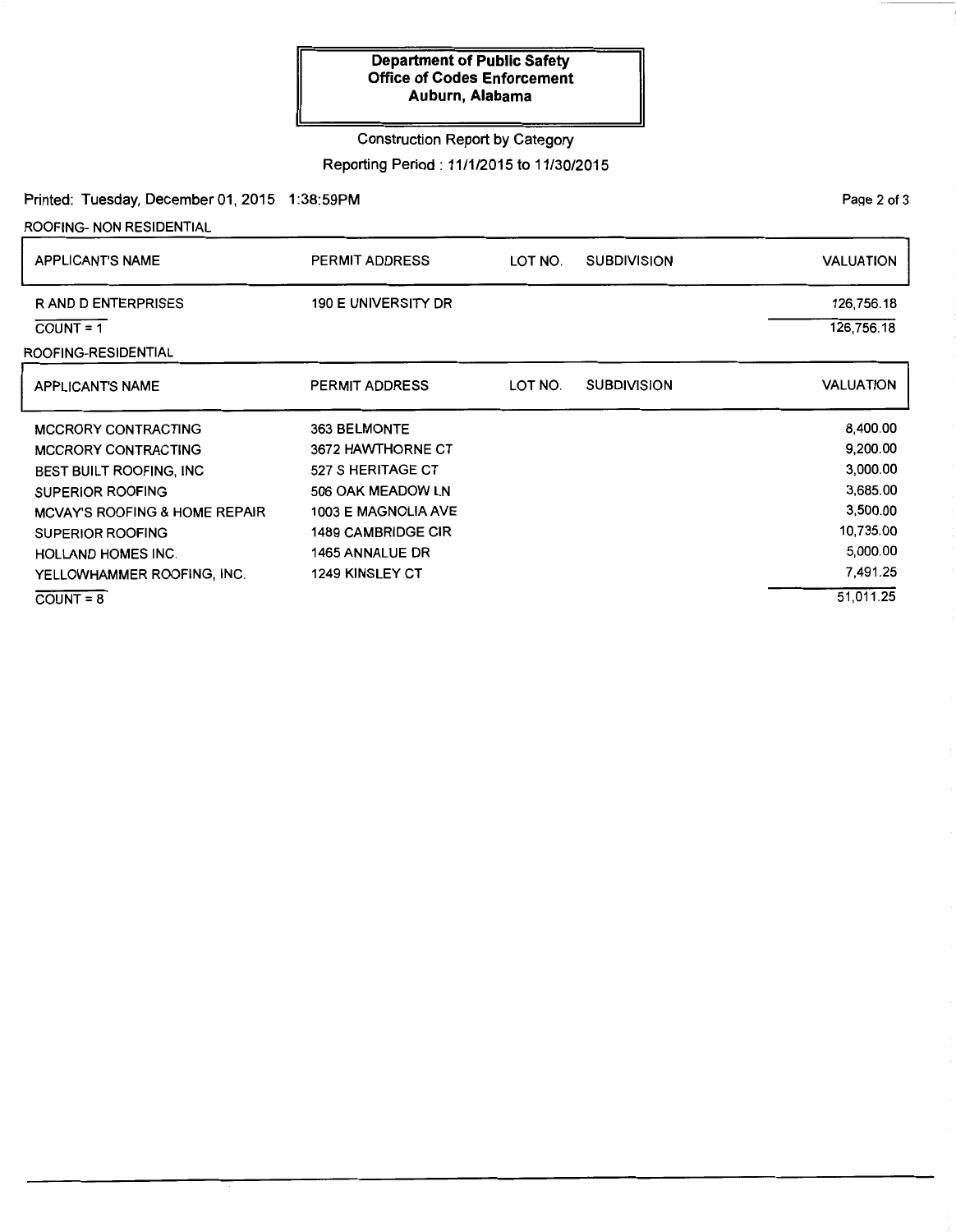**Department of Public Safety**
**Office of Codes Enforcement**
**Auburn, Alabama**

Construction Report by Category

Reporting Period : 11/1/2015 to 11/30/2015

Printed: Tuesday, December 01, 2015 1:38:59PM

ROOFING- NON RESIDENTIAL

| APPLICANT'S NAME | PERMIT ADDRESS | LOT NO. | SUBDIVISION | VALUATION |
|---|---|---|---|---|
| R AND D ENTERPRISES | 190 E UNIVERSITY DR | | | 126,756.18 |
| COUNT = 1 | | | | 126,756.18 |

ROOFING-RESIDENTIAL

| APPLICANT'S NAME | PERMIT ADDRESS | LOT NO. | SUBDIVISION | VALUATION |
|---|---|---|---|---|
| MCCRORY CONTRACTING | 363 BELMONTE | | | 8,400.00 |
| MCCRORY CONTRACTING | 3672 HAWTHORNE CT | | | 9,200.00 |
| BEST BUILT ROOFING, INC | 527 S HERITAGE CT | | | 3,000.00 |
| SUPERIOR ROOFING | 506 OAK MEADOW LN | | | 3,685.00 |
| MCVAY'S ROOFING & HOME REPAIR | 1003 E MAGNOLIA AVE | | | 3,500.00 |
| SUPERIOR ROOFING | 1489 CAMBRIDGE CIR | | | 10,735.00 |
| HOLLAND HOMES INC. | 1465 ANNALUE DR | | | 5,000.00 |
| YELLOWHAMMER ROOFING, INC. | 1249 KINSLEY CT | | | 7,491.25 |
| COUNT = 8 | | | | 51,011.25 |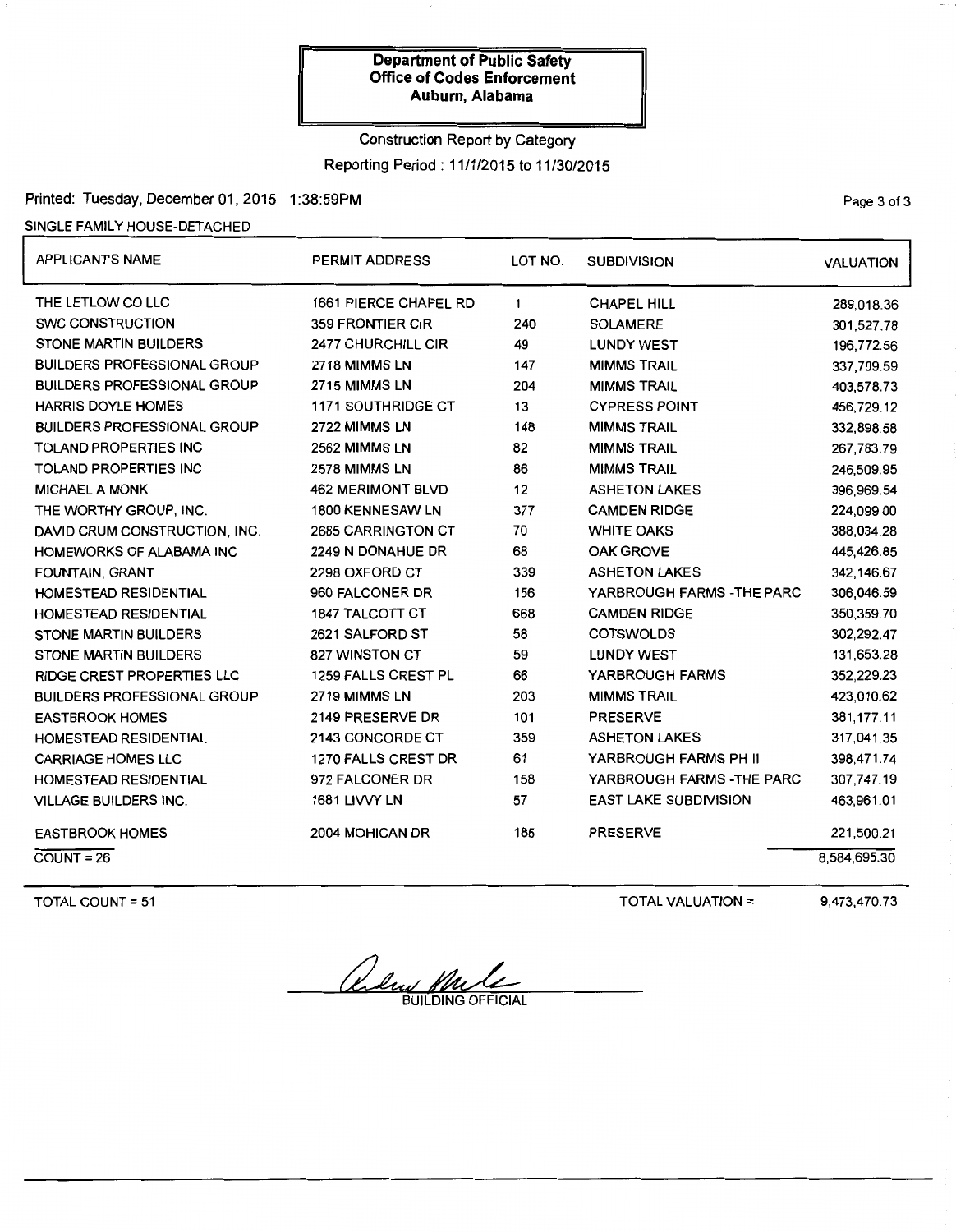**Department of Public Safety**
**Office of Codes Enforcement**
**Auburn, Alabama**

Construction Report by Category

Reporting Period : 11/1/2015 to 11/30/2015

Printed: Tuesday, December 01, 2015 1:38:59PM

SINGLE FAMILY HOUSE-DETACHED

| APPLICANT'S NAME | PERMIT ADDRESS | LOT NO. | SUBDIVISION | VALUATION |
|---|---|---|---|---|
| THE LETLOW CO LLC | 1661 PIERCE CHAPEL RD | 1 | CHAPEL HILL | 289,018.36 |
| SWC CONSTRUCTION | 359 FRONTIER CIR | 240 | SOLAMERE | 301,527.78 |
| STONE MARTIN BUILDERS | 2477 CHURCHILL CIR | 49 | LUNDY WEST | 196,772.56 |
| BUILDERS PROFESSIONAL GROUP | 2718 MIMMS LN | 147 | MIMMS TRAIL | 337,709.59 |
| BUILDERS PROFESSIONAL GROUP | 2715 MIMMS LN | 204 | MIMMS TRAIL | 403,578.73 |
| HARRIS DOYLE HOMES | 1171 SOUTHRIDGE CT | 13 | CYPRESS POINT | 456,729.12 |
| BUILDERS PROFESSIONAL GROUP | 2722 MIMMS LN | 148 | MIMMS TRAIL | 332,898.58 |
| TOLAND PROPERTIES INC | 2562 MIMMS LN | 82 | MIMMS TRAIL | 267,783.79 |
| TOLAND PROPERTIES INC | 2578 MIMMS LN | 86 | MIMMS TRAIL | 246,509.95 |
| MICHAEL A MONK | 462 MERIMONT BLVD | 12 | ASHETON LAKES | 396,969.54 |
| THE WORTHY GROUP, INC. | 1800 KENNESAW LN | 377 | CAMDEN RIDGE | 224,099.00 |
| DAVID CRUM CONSTRUCTION, INC. | 2685 CARRINGTON CT | 70 | WHITE OAKS | 388,034.28 |
| HOMEWORKS OF ALABAMA INC | 2249 N DONAHUE DR | 68 | OAK GROVE | 445,426.85 |
| FOUNTAIN, GRANT | 2298 OXFORD CT | 339 | ASHETON LAKES | 342,146.67 |
| HOMESTEAD RESIDENTIAL | 960 FALCONER DR | 156 | YARBROUGH FARMS -THE PARC | 306,046.59 |
| HOMESTEAD RESIDENTIAL | 1847 TALCOTT CT | 668 | CAMDEN RIDGE | 350,359.70 |
| STONE MARTIN BUILDERS | 2621 SALFORD ST | 58 | COTSWOLDS | 302,292.47 |
| STONE MARTIN BUILDERS | 827 WINSTON CT | 59 | LUNDY WEST | 131,653.28 |
| RIDGE CREST PROPERTIES LLC | 1259 FALLS CREST PL | 66 | YARBROUGH FARMS | 352,229.23 |
| BUILDERS PROFESSIONAL GROUP | 2719 MIMMS LN | 203 | MIMMS TRAIL | 423,010.62 |
| EASTBROOK HOMES | 2149 PRESERVE DR | 101 | PRESERVE | 381,177.11 |
| HOMESTEAD RESIDENTIAL | 2143 CONCORDE CT | 359 | ASHETON LAKES | 317,041.35 |
| CARRIAGE HOMES LLC | 1270 FALLS CREST DR | 61 | YARBROUGH FARMS PH II | 398,471.74 |
| HOMESTEAD RESIDENTIAL | 972 FALCONER DR | 158 | YARBROUGH FARMS -THE PARC | 307,747.19 |
| VILLAGE BUILDERS INC. | 1681 LIVVY LN | 57 | EAST LAKE SUBDIVISION | 463,961.01 |
| EASTBROOK HOMES | 2004 MOHICAN DR | 185 | PRESERVE | 221,500.21 |
| COUNT = 26 | | | | 8,584,695.30 |

TOTAL COUNT = 51

TOTAL VALUATION = 9,473,470.73

BUILDING OFFICIAL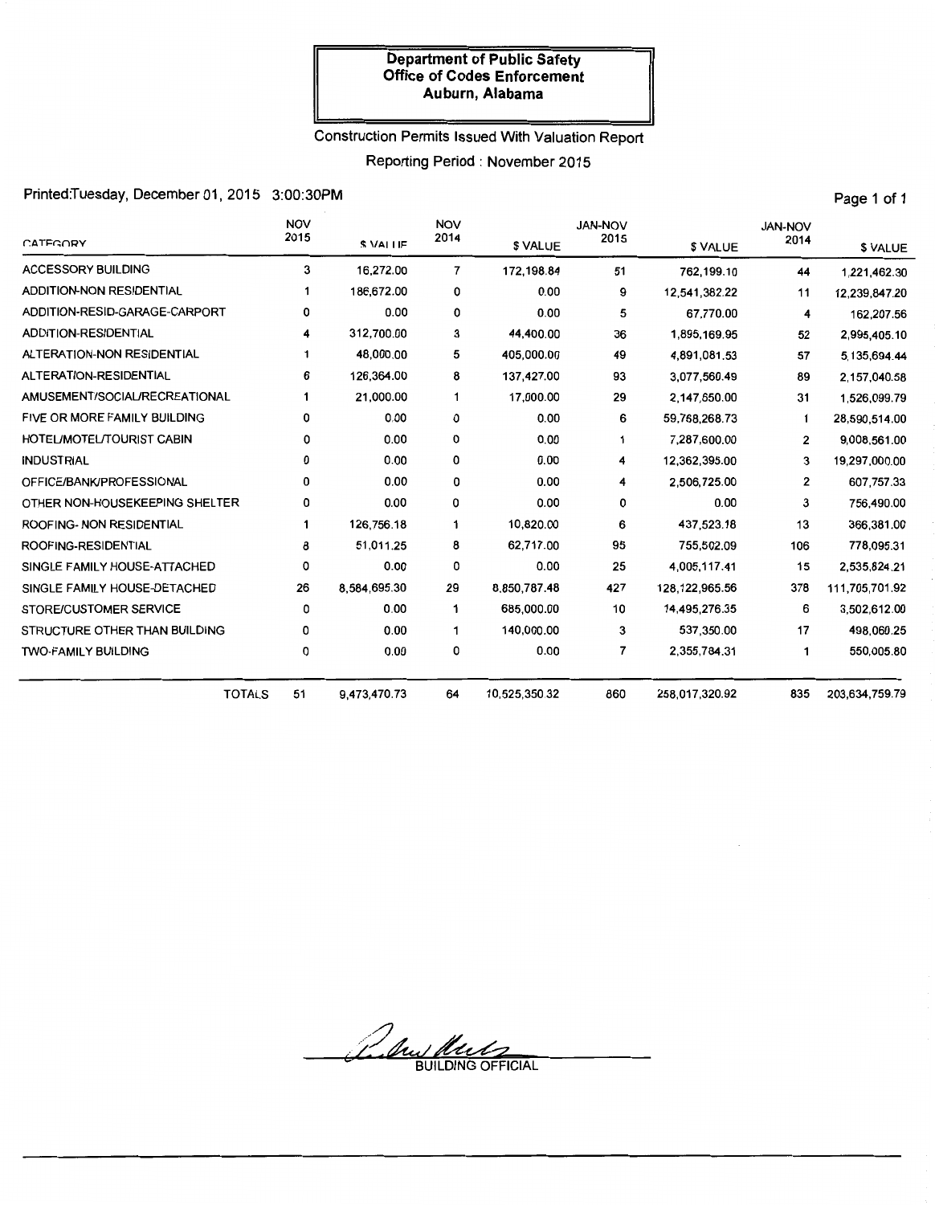**Department of Public Safety**
**Office of Codes Enforcement**
**Auburn, Alabama**

Construction Permits Issued With Valuation Report

Reporting Period : November 2015

Printed:Tuesday, December 01, 2015 3:00:30PM

| CATEGORY | NOV 2015 | $ VALUE | NOV 2014 | $ VALUE | JAN-NOV 2015 | $ VALUE | JAN-NOV 2014 | $ VALUE |
|---|---|---|---|---|---|---|---|---|
| ACCESSORY BUILDING | 3 | 16,272.00 | 7 | 172,198.84 | 51 | 762,199.10 | 44 | 1,221,462.30 |
| ADDITION-NON RESIDENTIAL | 1 | 186,672.00 | 0 | 0.00 | 9 | 12,541,382.22 | 11 | 12,239,847.20 |
| ADDITION-RESID-GARAGE-CARPORT | 0 | 0.00 | 0 | 0.00 | 5 | 67,770.00 | 4 | 162,207.56 |
| ADDITION-RESIDENTIAL | 4 | 312,700.00 | 3 | 44,400.00 | 36 | 1,895,169.95 | 52 | 2,995,405.10 |
| ALTERATION-NON RESIDENTIAL | 1 | 48,000.00 | 5 | 405,000.00 | 49 | 4,891,081.53 | 57 | 5,135,694.44 |
| ALTERATION-RESIDENTIAL | 6 | 126,364.00 | 8 | 137,427.00 | 93 | 3,077,560.49 | 89 | 2,157,040.58 |
| AMUSEMENT/SOCIAL/RECREATIONAL | 1 | 21,000.00 | 1 | 17,000.00 | 29 | 2,147,650.00 | 31 | 1,526,099.79 |
| FIVE OR MORE FAMILY BUILDING | 0 | 0.00 | 0 | 0.00 | 6 | 59,768,268.73 | 1 | 28,590,514.00 |
| HOTEL/MOTEL/TOURIST CABIN | 0 | 0.00 | 0 | 0.00 | 1 | 7,287,600.00 | 2 | 9,008,561.00 |
| INDUSTRIAL | 0 | 0.00 | 0 | 0.00 | 4 | 12,362,395.00 | 3 | 19,297,000.00 |
| OFFICE/BANK/PROFESSIONAL | 0 | 0.00 | 0 | 0.00 | 4 | 2,506,725.00 | 2 | 607,757.33 |
| OTHER NON-HOUSEKEEPING SHELTER | 0 | 0.00 | 0 | 0.00 | 0 | 0.00 | 3 | 756,490.00 |
| ROOFING- NON RESIDENTIAL | 1 | 126,756.18 | 1 | 10,820.00 | 6 | 437,523.18 | 13 | 366,381.00 |
| ROOFING-RESIDENTIAL | 8 | 51,011.25 | 8 | 62,717.00 | 95 | 755,502.09 | 106 | 778,095.31 |
| SINGLE FAMILY HOUSE-ATTACHED | 0 | 0.00 | 0 | 0.00 | 25 | 4,005,117.41 | 15 | 2,535,824.21 |
| SINGLE FAMILY HOUSE-DETACHED | 26 | 8,584,695.30 | 29 | 8,850,787.48 | 427 | 128,122,965.56 | 378 | 111,705,701.92 |
| STORE/CUSTOMER SERVICE | 0 | 0.00 | 1 | 685,000.00 | 10 | 14,495,276.35 | 6 | 3,502,612.00 |
| STRUCTURE OTHER THAN BUILDING | 0 | 0.00 | 1 | 140,000.00 | 3 | 537,350.00 | 17 | 498,060.25 |
| TWO-FAMILY BUILDING | 0 | 0.00 | 0 | 0.00 | 7 | 2,355,784.31 | 1 | 550,005.80 |
| TOTALS | 51 | 9,473,470.73 | 64 | 10,525,350.32 | 860 | 258,017,320.92 | 835 | 203,634,759.79 |

BUILDING OFFICIAL